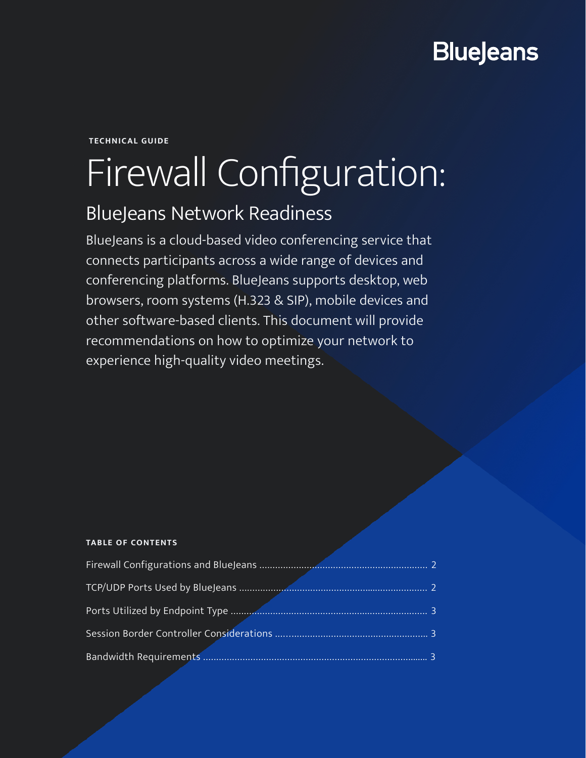BlueJeans

TECHNICAL GUIDE

# Firewall Configuration:

## BlueJeans Network Readiness

BlueJeans is a cloud-based video conferencing service that connects participants across a wide range of devices and conferencing platforms. BlueJeans supports desktop, web browsers, room systems (H.323 & SIP), mobile devices and other software-based clients. This document will provide recommendations on how to optimize your network to experience high-quality video meetings.

**TABLE OF CONTENTS**

Firewall Configurations and BlueJeans ........ 2

TCP/UDP Ports Used by BlueJeans ........ 2

Ports Utilized by Endpoint Type ........ 3

Session Border Controller Considerations ........ 3

Bandwidth Requirements ........ 3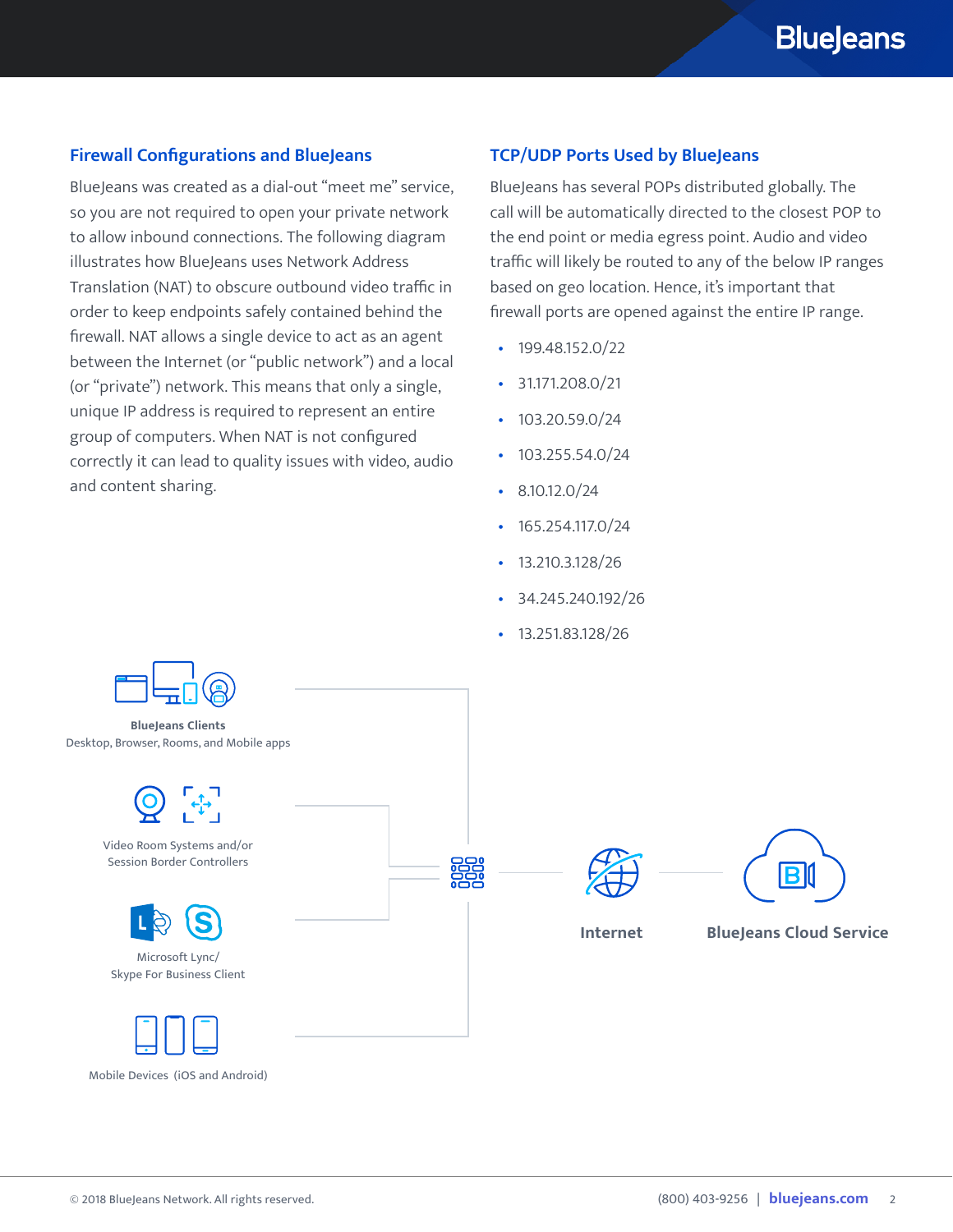## Firewall Configurations and BlueJeans

BlueJeans was created as a dial-out "meet me" service, so you are not required to open your private network to allow inbound connections. The following diagram illustrates how BlueJeans uses Network Address Translation (NAT) to obscure outbound video traffic in order to keep endpoints safely contained behind the firewall. NAT allows a single device to act as an agent between the Internet (or "public network") and a local (or "private") network. This means that only a single, unique IP address is required to represent an entire group of computers. When NAT is not configured correctly it can lead to quality issues with video, audio and content sharing.

## TCP/UDP Ports Used by BlueJeans

BlueJeans has several POPs distributed globally. The call will be automatically directed to the closest POP to the end point or media egress point. Audio and video traffic will likely be routed to any of the below IP ranges based on geo location. Hence, it's important that firewall ports are opened against the entire IP range.

- 199.48.152.0/22
- 31.171.208.0/21
- 103.20.59.0/24
- 103.255.54.0/24
- 8.10.12.0/24
- 165.254.117.0/24
- 13.210.3.128/26
- 34.245.240.192/26
- 13.251.83.128/26

**BlueJeans Clients**
Desktop, Browser, Rooms, and Mobile apps

Video Room Systems and/or Session Border Controllers

Microsoft Lync/ Skype For Business Client

Mobile Devices (iOS and Android)

**Internet**

**BlueJeans Cloud Service**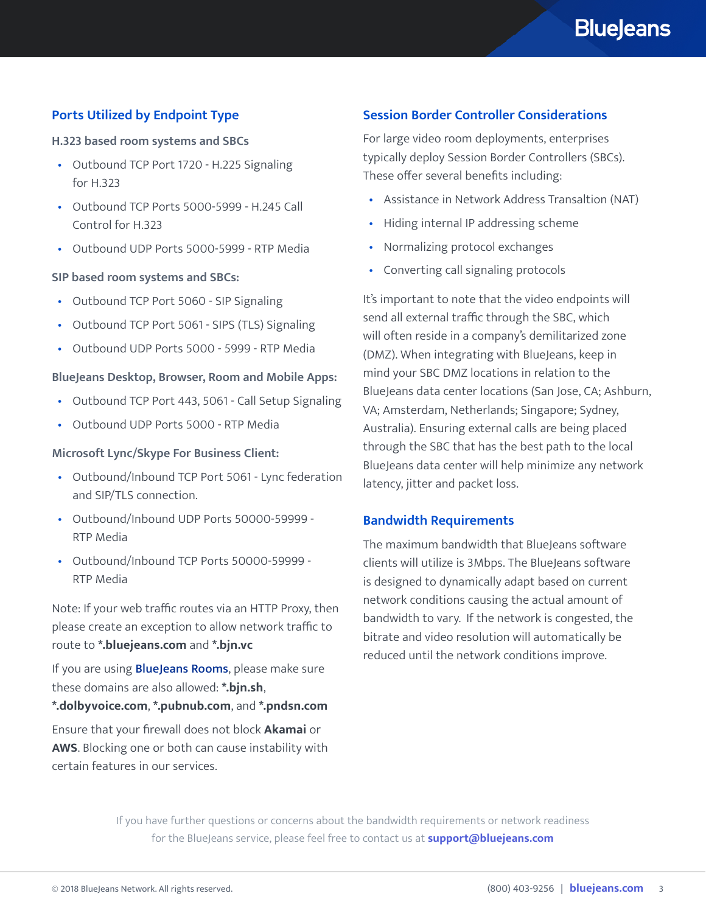## Ports Utilized by Endpoint Type

### H.323 based room systems and SBCs

- Outbound TCP Port 1720 - H.225 Signaling for H.323
- Outbound TCP Ports 5000-5999 - H.245 Call Control for H.323
- Outbound UDP Ports 5000-5999 - RTP Media

### SIP based room systems and SBCs:

- Outbound TCP Port 5060 - SIP Signaling
- Outbound TCP Port 5061 - SIPS (TLS) Signaling
- Outbound UDP Ports 5000 - 5999 - RTP Media

### BlueJeans Desktop, Browser, Room and Mobile Apps:

- Outbound TCP Port 443, 5061 - Call Setup Signaling
- Outbound UDP Ports 5000 - RTP Media

### Microsoft Lync/Skype For Business Client:

- Outbound/Inbound TCP Port 5061 - Lync federation and SIP/TLS connection.
- Outbound/Inbound UDP Ports 50000-59999 - RTP Media
- Outbound/Inbound TCP Ports 50000-59999 - RTP Media

Note: If your web traffic routes via an HTTP Proxy, then please create an exception to allow network traffic to route to ***.bluejeans.com** and ***.bjn.vc**

If you are using **BlueJeans Rooms**, please make sure these domains are also allowed: ***.bjn.sh**, ***.dolbyvoice.com**, ***.pubnub.com**, and ***.pndsn.com**

Ensure that your firewall does not block **Akamai** or **AWS**. Blocking one or both can cause instability with certain features in our services.

## Session Border Controller Considerations

For large video room deployments, enterprises typically deploy Session Border Controllers (SBCs). These offer several benefits including:

- Assistance in Network Address Transaltion (NAT)
- Hiding internal IP addressing scheme
- Normalizing protocol exchanges
- Converting call signaling protocols

It's important to note that the video endpoints will send all external traffic through the SBC, which will often reside in a company's demilitarized zone (DMZ). When integrating with BlueJeans, keep in mind your SBC DMZ locations in relation to the BlueJeans data center locations (San Jose, CA; Ashburn, VA; Amsterdam, Netherlands; Singapore; Sydney, Australia). Ensuring external calls are being placed through the SBC that has the best path to the local BlueJeans data center will help minimize any network latency, jitter and packet loss.

## Bandwidth Requirements

The maximum bandwidth that BlueJeans software clients will utilize is 3Mbps. The BlueJeans software is designed to dynamically adapt based on current network conditions causing the actual amount of bandwidth to vary. If the network is congested, the bitrate and video resolution will automatically be reduced until the network conditions improve.

If you have further questions or concerns about the bandwidth requirements or network readiness for the BlueJeans service, please feel free to contact us at **support@bluejeans.com**